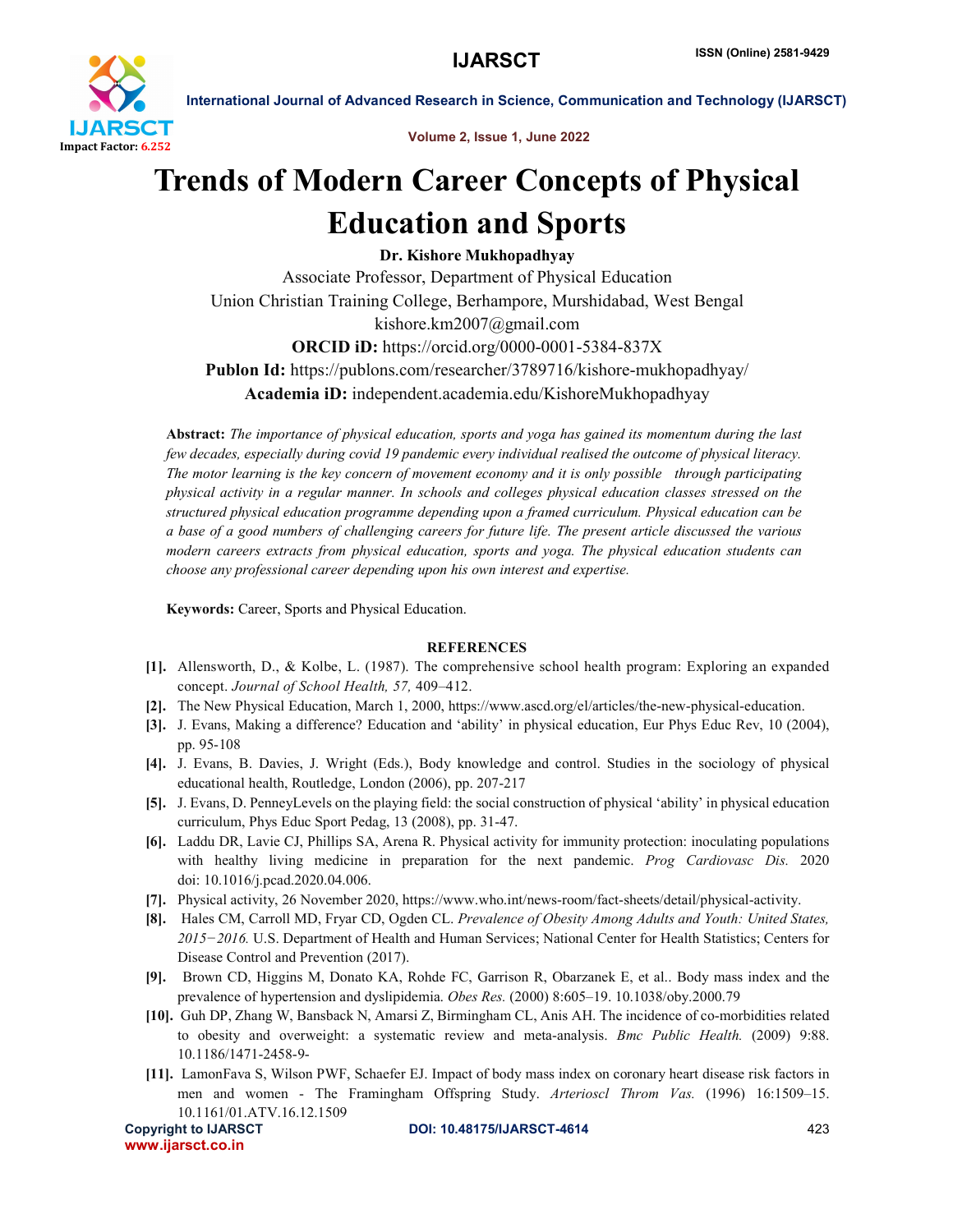# Trends of Modern Career Concepts of Physical Education and Sports

**Dr. Kishore Mukhopadhyay**

Associate Professor, Department of Physical Education

Union Christian Training College, Berhampore, Murshidabad, West Bengal

kishore.km2007@gmail.com

**ORCID iD:** https://orcid.org/0000-0001-5384-837X

**Publon Id:** https://publons.com/researcher/3789716/kishore-mukhopadhyay/

**Academia iD:** independent.academia.edu/KishoreMukhopadhyay

**Abstract:** *The importance of physical education, sports and yoga has gained its momentum during the last few decades, especially during covid 19 pandemic every individual realised the outcome of physical literacy. The motor learning is the key concern of movement economy and it is only possible through participating physical activity in a regular manner. In schools and colleges physical education classes stressed on the structured physical education programme depending upon a framed curriculum. Physical education can be a base of a good numbers of challenging careers for future life. The present article discussed the various modern careers extracts from physical education, sports and yoga. The physical education students can choose any professional career depending upon his own interest and expertise.*

**Keywords:** Career, Sports and Physical Education.

## REFERENCES

[1]. Allensworth, D., & Kolbe, L. (1987). The comprehensive school health program: Exploring an expanded concept. *Journal of School Health, 57,* 409–412.

[2]. The New Physical Education, March 1, 2000, https://www.ascd.org/el/articles/the-new-physical-education.

[3]. J. Evans, Making a difference? Education and 'ability' in physical education, Eur Phys Educ Rev, 10 (2004), pp. 95-108

[4]. J. Evans, B. Davies, J. Wright (Eds.), Body knowledge and control. Studies in the sociology of physical educational health, Routledge, London (2006), pp. 207-217

[5]. J. Evans, D. PenneyLevels on the playing field: the social construction of physical 'ability' in physical education curriculum, Phys Educ Sport Pedag, 13 (2008), pp. 31-47.

[6]. Laddu DR, Lavie CJ, Phillips SA, Arena R. Physical activity for immunity protection: inoculating populations with healthy living medicine in preparation for the next pandemic. *Prog Cardiovasc Dis.* 2020 doi: 10.1016/j.pcad.2020.04.006.

[7]. Physical activity, 26 November 2020, https://www.who.int/news-room/fact-sheets/detail/physical-activity.

[8]. Hales CM, Carroll MD, Fryar CD, Ogden CL. *Prevalence of Obesity Among Adults and Youth: United States, 2015−2016.* U.S. Department of Health and Human Services; National Center for Health Statistics; Centers for Disease Control and Prevention (2017).

[9]. Brown CD, Higgins M, Donato KA, Rohde FC, Garrison R, Obarzanek E, et al.. Body mass index and the prevalence of hypertension and dyslipidemia. *Obes Res.* (2000) 8:605–19. 10.1038/oby.2000.79

[10]. Guh DP, Zhang W, Bansback N, Amarsi Z, Birmingham CL, Anis AH. The incidence of co-morbidities related to obesity and overweight: a systematic review and meta-analysis. *Bmc Public Health.* (2009) 9:88. 10.1186/1471-2458-9-

[11]. LamonFava S, Wilson PWF, Schaefer EJ. Impact of body mass index on coronary heart disease risk factors in men and women - The Framingham Offspring Study. *Arterioscl Throm Vas.* (1996) 16:1509–15. 10.1161/01.ATV.16.12.1509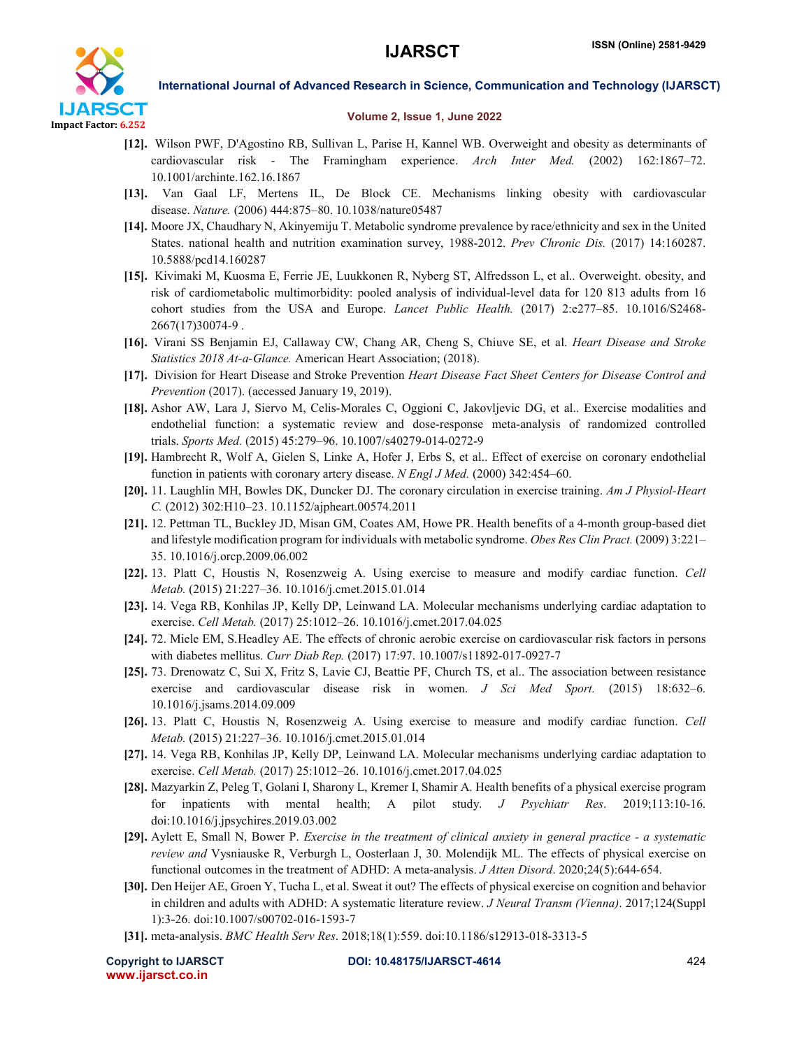[12]. Wilson PWF, D'Agostino RB, Sullivan L, Parise H, Kannel WB. Overweight and obesity as determinants of cardiovascular risk - The Framingham experience. *Arch Inter Med.* (2002) 162:1867–72. 10.1001/archinte.162.16.1867

[13]. Van Gaal LF, Mertens IL, De Block CE. Mechanisms linking obesity with cardiovascular disease. *Nature.* (2006) 444:875–80. 10.1038/nature05487

[14]. Moore JX, Chaudhary N, Akinyemiju T. Metabolic syndrome prevalence by race/ethnicity and sex in the United States. national health and nutrition examination survey, 1988-2012. *Prev Chronic Dis.* (2017) 14:160287. 10.5888/pcd14.160287

[15]. Kivimaki M, Kuosma E, Ferrie JE, Luukkonen R, Nyberg ST, Alfredsson L, et al.. Overweight. obesity, and risk of cardiometabolic multimorbidity: pooled analysis of individual-level data for 120 813 adults from 16 cohort studies from the USA and Europe. *Lancet Public Health.* (2017) 2:e277–85. 10.1016/S2468-2667(17)30074-9 .

[16]. Virani SS Benjamin EJ, Callaway CW, Chang AR, Cheng S, Chiuve SE, et al. *Heart Disease and Stroke Statistics 2018 At-a-Glance.* American Heart Association; (2018).

[17]. Division for Heart Disease and Stroke Prevention *Heart Disease Fact Sheet Centers for Disease Control and Prevention* (2017). (accessed January 19, 2019).

[18]. Ashor AW, Lara J, Siervo M, Celis-Morales C, Oggioni C, Jakovljevic DG, et al.. Exercise modalities and endothelial function: a systematic review and dose-response meta-analysis of randomized controlled trials. *Sports Med.* (2015) 45:279–96. 10.1007/s40279-014-0272-9

[19]. Hambrecht R, Wolf A, Gielen S, Linke A, Hofer J, Erbs S, et al.. Effect of exercise on coronary endothelial function in patients with coronary artery disease. *N Engl J Med.* (2000) 342:454–60.

[20]. 11. Laughlin MH, Bowles DK, Duncker DJ. The coronary circulation in exercise training. *Am J Physiol-Heart C.* (2012) 302:H10–23. 10.1152/ajpheart.00574.2011

[21]. 12. Pettman TL, Buckley JD, Misan GM, Coates AM, Howe PR. Health benefits of a 4-month group-based diet and lifestyle modification program for individuals with metabolic syndrome. *Obes Res Clin Pract.* (2009) 3:221–35. 10.1016/j.orcp.2009.06.002

[22]. 13. Platt C, Houstis N, Rosenzweig A. Using exercise to measure and modify cardiac function. *Cell Metab.* (2015) 21:227–36. 10.1016/j.cmet.2015.01.014

[23]. 14. Vega RB, Konhilas JP, Kelly DP, Leinwand LA. Molecular mechanisms underlying cardiac adaptation to exercise. *Cell Metab.* (2017) 25:1012–26. 10.1016/j.cmet.2017.04.025

[24]. 72. Miele EM, S.Headley AE. The effects of chronic aerobic exercise on cardiovascular risk factors in persons with diabetes mellitus. *Curr Diab Rep.* (2017) 17:97. 10.1007/s11892-017-0927-7

[25]. 73. Drenowatz C, Sui X, Fritz S, Lavie CJ, Beattie PF, Church TS, et al.. The association between resistance exercise and cardiovascular disease risk in women. *J Sci Med Sport.* (2015) 18:632–6. 10.1016/j.jsams.2014.09.009

[26]. 13. Platt C, Houstis N, Rosenzweig A. Using exercise to measure and modify cardiac function. *Cell Metab.* (2015) 21:227–36. 10.1016/j.cmet.2015.01.014

[27]. 14. Vega RB, Konhilas JP, Kelly DP, Leinwand LA. Molecular mechanisms underlying cardiac adaptation to exercise. *Cell Metab.* (2017) 25:1012–26. 10.1016/j.cmet.2017.04.025

[28]. Mazyarkin Z, Peleg T, Golani I, Sharony L, Kremer I, Shamir A. Health benefits of a physical exercise program for inpatients with mental health; A pilot study. *J Psychiatr Res*. 2019;113:10-16. doi:10.1016/j.jpsychires.2019.03.002

[29]. Aylett E, Small N, Bower P. *Exercise in the treatment of clinical anxiety in general practice - a systematic review and* Vysniauske R, Verburgh L, Oosterlaan J, 30. Molendijk ML. The effects of physical exercise on functional outcomes in the treatment of ADHD: A meta-analysis. *J Atten Disord*. 2020;24(5):644-654.

[30]. Den Heijer AE, Groen Y, Tucha L, et al. Sweat it out? The effects of physical exercise on cognition and behavior in children and adults with ADHD: A systematic literature review. *J Neural Transm (Vienna)*. 2017;124(Suppl 1):3-26. doi:10.1007/s00702-016-1593-7

[31]. meta-analysis. *BMC Health Serv Res*. 2018;18(1):559. doi:10.1186/s12913-018-3313-5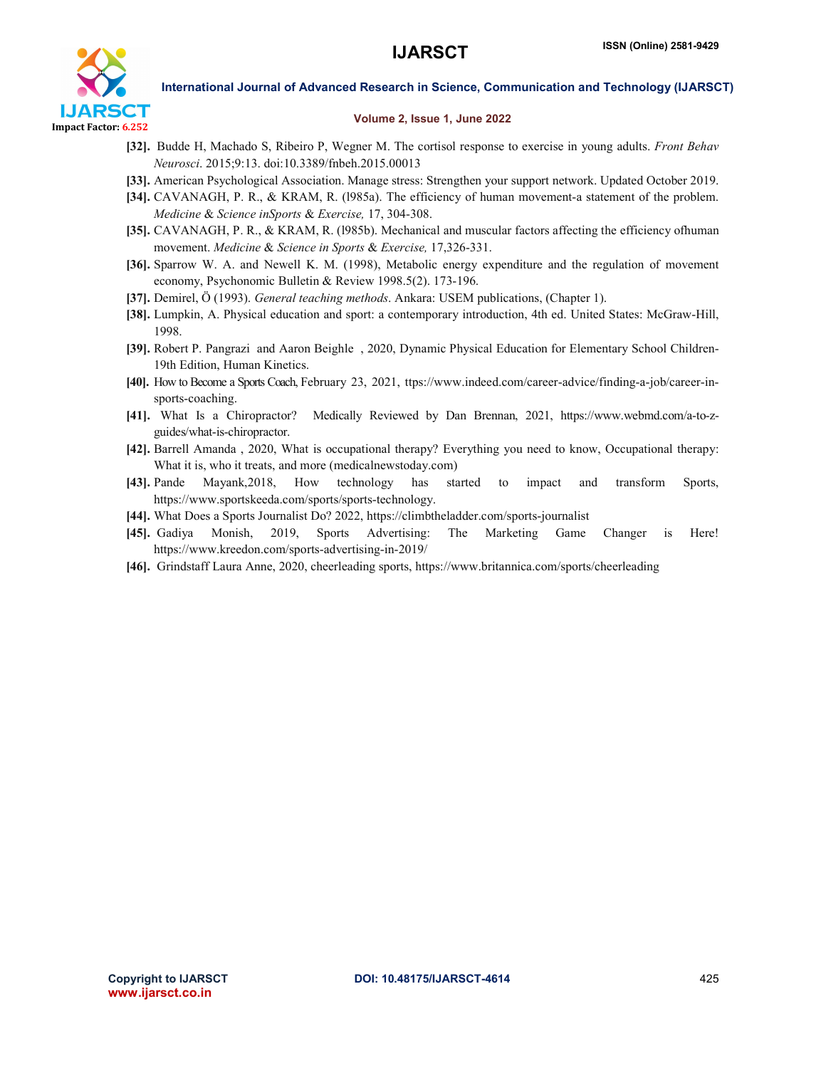[32]. Budde H, Machado S, Ribeiro P, Wegner M. The cortisol response to exercise in young adults. *Front Behav Neurosci*. 2015;9:13. doi:10.3389/fnbeh.2015.00013

[33]. American Psychological Association. Manage stress: Strengthen your support network. Updated October 2019.

[34]. CAVANAGH, P. R., & KRAM, R. (l985a). The efficiency of human movement-a statement of the problem. *Medicine & Science inSports & Exercise,* 17, 304-308.

[35]. CAVANAGH, P. R., & KRAM, R. (l985b). Mechanical and muscular factors affecting the efficiency ofhuman movement. *Medicine & Science in Sports & Exercise,* 17,326-331.

[36]. Sparrow W. A. and Newell K. M. (1998), Metabolic energy expenditure and the regulation of movement economy, Psychonomic Bulletin & Review 1998.5(2). 173-196.

[37]. Demirel, Ö (1993). *General teaching methods*. Ankara: USEM publications, (Chapter 1).

[38]. Lumpkin, A. Physical education and sport: a contemporary introduction, 4th ed. United States: McGraw-Hill, 1998.

[39]. Robert P. Pangrazi and Aaron Beighle , 2020, Dynamic Physical Education for Elementary School Children-19th Edition, Human Kinetics.

[40]. How to Become a Sports Coach, February 23, 2021, ttps://www.indeed.com/career-advice/finding-a-job/career-in-sports-coaching.

[41]. What Is a Chiropractor? Medically Reviewed by Dan Brennan, 2021, https://www.webmd.com/a-to-z-guides/what-is-chiropractor.

[42]. Barrell Amanda , 2020, What is occupational therapy? Everything you need to know, Occupational therapy: What it is, who it treats, and more (medicalnewstoday.com)

[43]. Pande Mayank,2018, How technology has started to impact and transform Sports, https://www.sportskeeda.com/sports/sports-technology.

[44]. What Does a Sports Journalist Do? 2022, https://climbtheladder.com/sports-journalist

[45]. Gadiya Monish, 2019, Sports Advertising: The Marketing Game Changer is Here! https://www.kreedon.com/sports-advertising-in-2019/

[46]. Grindstaff Laura Anne, 2020, cheerleading sports, https://www.britannica.com/sports/cheerleading